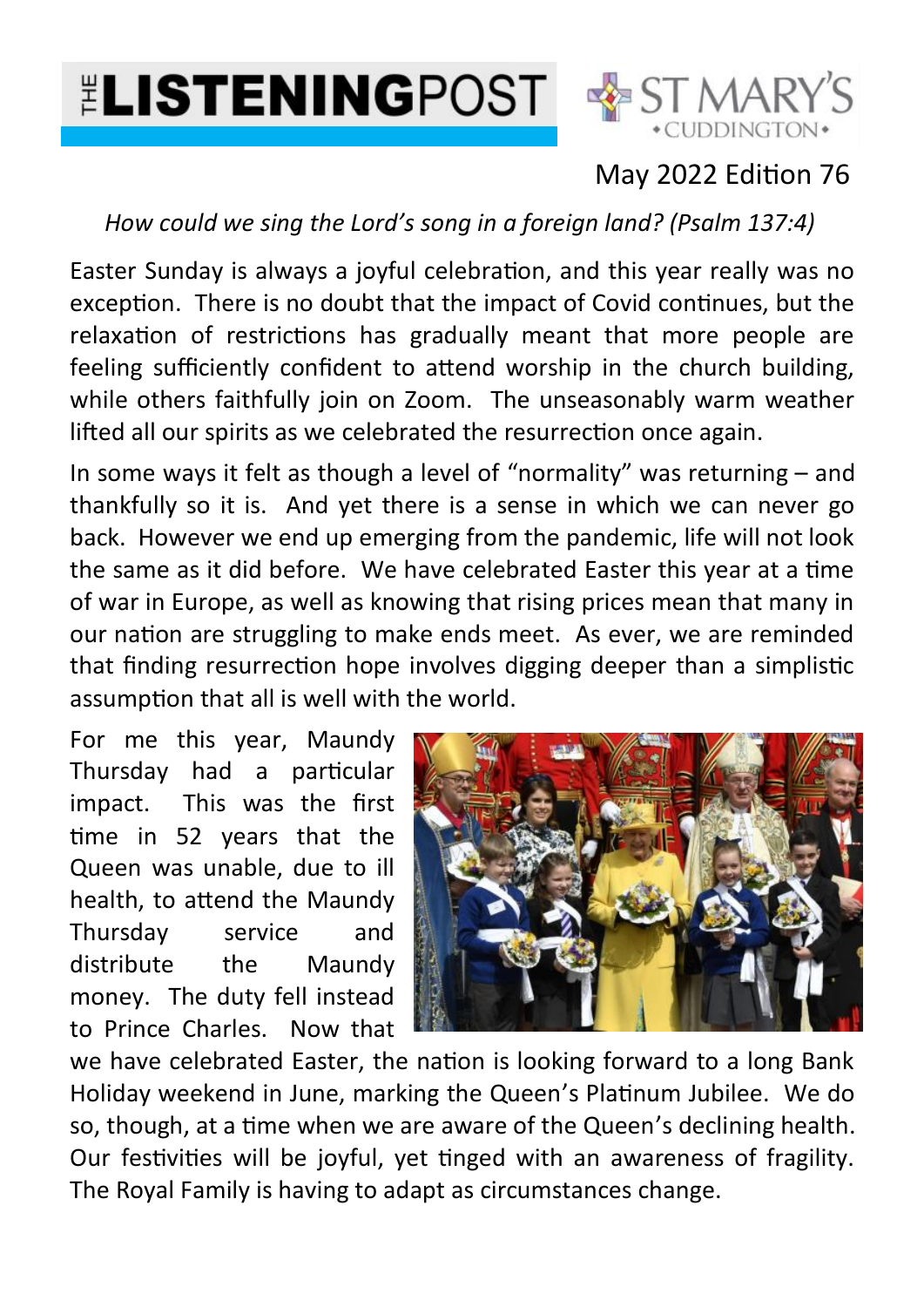# THE LISTENING POST

ST MARY'S CUDDINGTON

May 2022 Edition 76

*How could we sing the Lord's song in a foreign land? (Psalm 137:4)*

Easter Sunday is always a joyful celebration, and this year really was no exception. There is no doubt that the impact of Covid continues, but the relaxation of restrictions has gradually meant that more people are feeling sufficiently confident to attend worship in the church building, while others faithfully join on Zoom. The unseasonably warm weather lifted all our spirits as we celebrated the resurrection once again.

In some ways it felt as though a level of "normality" was returning – and thankfully so it is. And yet there is a sense in which we can never go back. However we end up emerging from the pandemic, life will not look the same as it did before. We have celebrated Easter this year at a time of war in Europe, as well as knowing that rising prices mean that many in our nation are struggling to make ends meet. As ever, we are reminded that finding resurrection hope involves digging deeper than a simplistic assumption that all is well with the world.

For me this year, Maundy Thursday had a particular impact. This was the first time in 52 years that the Queen was unable, due to ill health, to attend the Maundy Thursday service and distribute the Maundy money. The duty fell instead to Prince Charles. Now that we have celebrated Easter, the nation is looking forward to a long Bank Holiday weekend in June, marking the Queen's Platinum Jubilee. We do so, though, at a time when we are aware of the Queen's declining health. Our festivities will be joyful, yet tinged with an awareness of fragility. The Royal Family is having to adapt as circumstances change.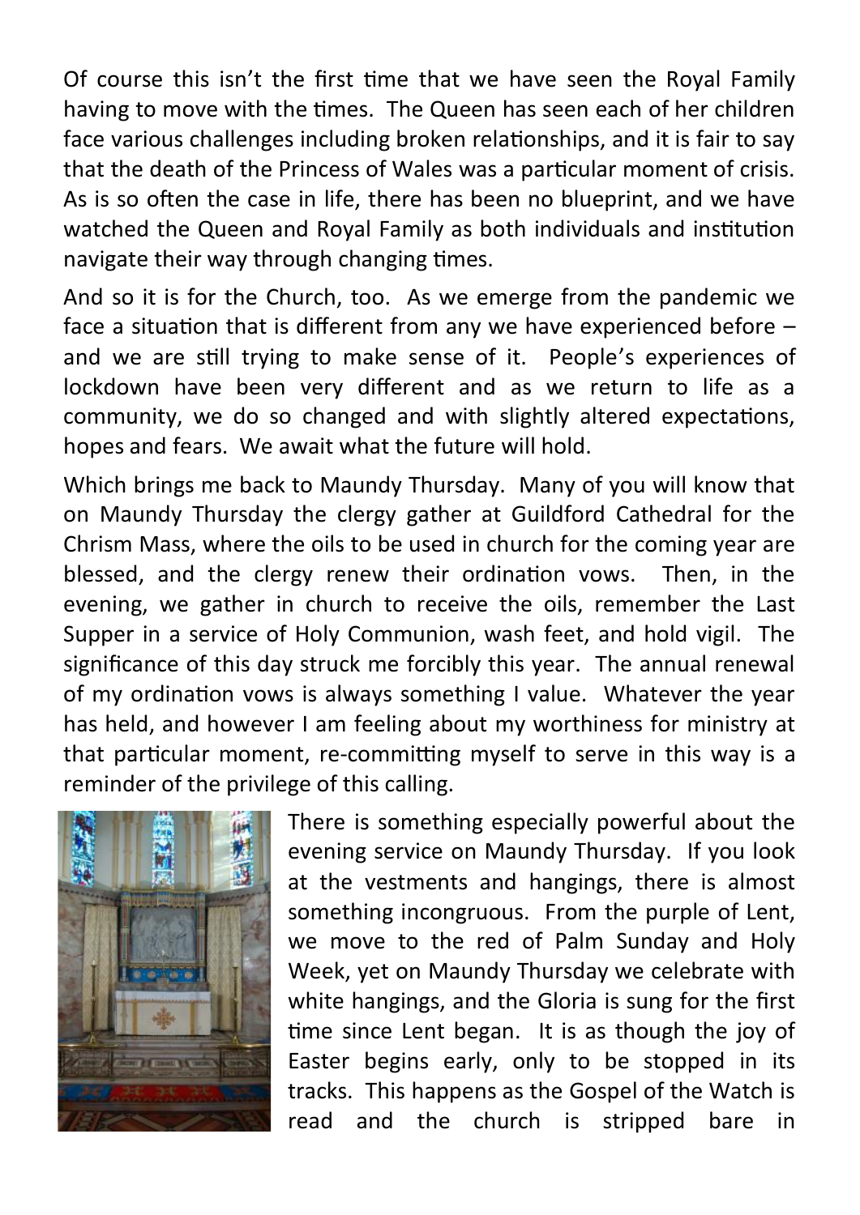Of course this isn't the first time that we have seen the Royal Family having to move with the times. The Queen has seen each of her children face various challenges including broken relationships, and it is fair to say that the death of the Princess of Wales was a particular moment of crisis. As is so often the case in life, there has been no blueprint, and we have watched the Queen and Royal Family as both individuals and institution navigate their way through changing times.

And so it is for the Church, too. As we emerge from the pandemic we face a situation that is different from any we have experienced before – and we are still trying to make sense of it. People's experiences of lockdown have been very different and as we return to life as a community, we do so changed and with slightly altered expectations, hopes and fears. We await what the future will hold.

Which brings me back to Maundy Thursday. Many of you will know that on Maundy Thursday the clergy gather at Guildford Cathedral for the Chrism Mass, where the oils to be used in church for the coming year are blessed, and the clergy renew their ordination vows. Then, in the evening, we gather in church to receive the oils, remember the Last Supper in a service of Holy Communion, wash feet, and hold vigil. The significance of this day struck me forcibly this year. The annual renewal of my ordination vows is always something I value. Whatever the year has held, and however I am feeling about my worthiness for ministry at that particular moment, re-committing myself to serve in this way is a reminder of the privilege of this calling.

There is something especially powerful about the evening service on Maundy Thursday. If you look at the vestments and hangings, there is almost something incongruous. From the purple of Lent, we move to the red of Palm Sunday and Holy Week, yet on Maundy Thursday we celebrate with white hangings, and the Gloria is sung for the first time since Lent began. It is as though the joy of Easter begins early, only to be stopped in its tracks. This happens as the Gospel of the Watch is read and the church is stripped bare in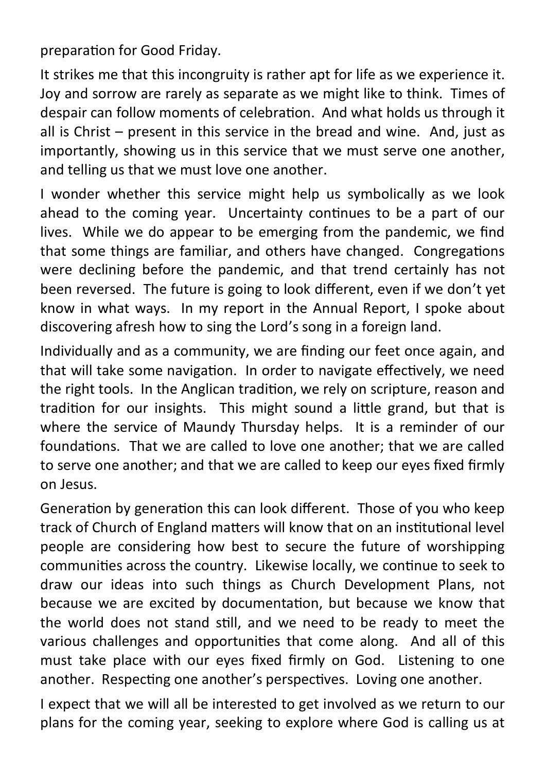preparation for Good Friday.

It strikes me that this incongruity is rather apt for life as we experience it. Joy and sorrow are rarely as separate as we might like to think. Times of despair can follow moments of celebration. And what holds us through it all is Christ – present in this service in the bread and wine. And, just as importantly, showing us in this service that we must serve one another, and telling us that we must love one another.

I wonder whether this service might help us symbolically as we look ahead to the coming year. Uncertainty continues to be a part of our lives. While we do appear to be emerging from the pandemic, we find that some things are familiar, and others have changed. Congregations were declining before the pandemic, and that trend certainly has not been reversed. The future is going to look different, even if we don't yet know in what ways. In my report in the Annual Report, I spoke about discovering afresh how to sing the Lord's song in a foreign land.

Individually and as a community, we are finding our feet once again, and that will take some navigation. In order to navigate effectively, we need the right tools. In the Anglican tradition, we rely on scripture, reason and tradition for our insights. This might sound a little grand, but that is where the service of Maundy Thursday helps. It is a reminder of our foundations. That we are called to love one another; that we are called to serve one another; and that we are called to keep our eyes fixed firmly on Jesus.

Generation by generation this can look different. Those of you who keep track of Church of England matters will know that on an institutional level people are considering how best to secure the future of worshipping communities across the country. Likewise locally, we continue to seek to draw our ideas into such things as Church Development Plans, not because we are excited by documentation, but because we know that the world does not stand still, and we need to be ready to meet the various challenges and opportunities that come along. And all of this must take place with our eyes fixed firmly on God. Listening to one another. Respecting one another's perspectives. Loving one another.

I expect that we will all be interested to get involved as we return to our plans for the coming year, seeking to explore where God is calling us at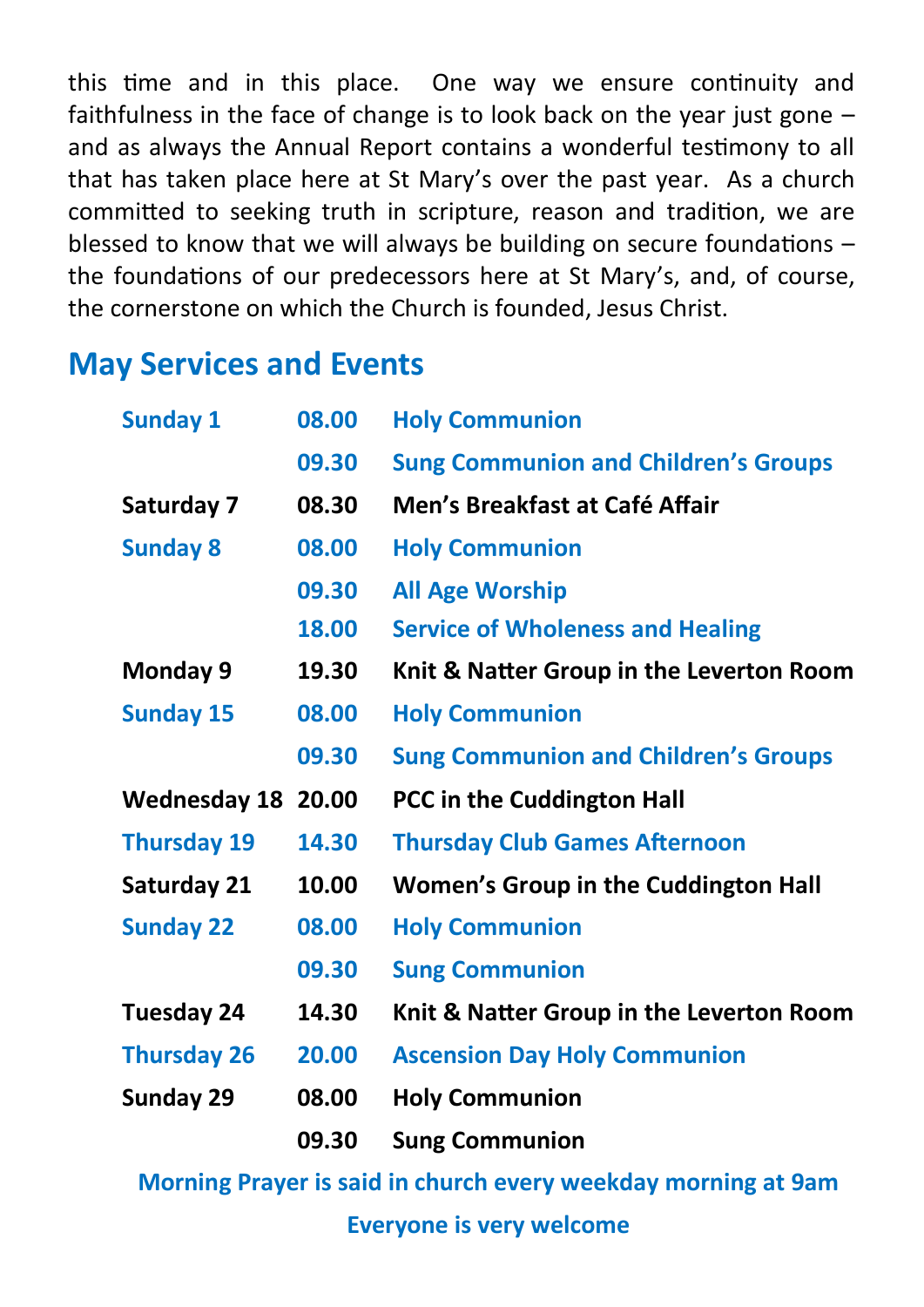this time and in this place. One way we ensure continuity and faithfulness in the face of change is to look back on the year just gone – and as always the Annual Report contains a wonderful testimony to all that has taken place here at St Mary's over the past year. As a church committed to seeking truth in scripture, reason and tradition, we are blessed to know that we will always be building on secure foundations – the foundations of our predecessors here at St Mary's, and, of course, the cornerstone on which the Church is founded, Jesus Christ.

## May Services and Events

| | | |
|---|---|---|
| **Sunday 1** | **08.00** | **Holy Communion** |
| | **09.30** | **Sung Communion and Children's Groups** |
| **Saturday 7** | **08.30** | **Men's Breakfast at Café Affair** |
| **Sunday 8** | **08.00** | **Holy Communion** |
| | **09.30** | **All Age Worship** |
| | **18.00** | **Service of Wholeness and Healing** |
| **Monday 9** | **19.30** | **Knit & Natter Group in the Leverton Room** |
| **Sunday 15** | **08.00** | **Holy Communion** |
| | **09.30** | **Sung Communion and Children's Groups** |
| **Wednesday 18** | **20.00** | **PCC in the Cuddington Hall** |
| **Thursday 19** | **14.30** | **Thursday Club Games Afternoon** |
| **Saturday 21** | **10.00** | **Women's Group in the Cuddington Hall** |
| **Sunday 22** | **08.00** | **Holy Communion** |
| | **09.30** | **Sung Communion** |
| **Tuesday 24** | **14.30** | **Knit & Natter Group in the Leverton Room** |
| **Thursday 26** | **20.00** | **Ascension Day Holy Communion** |
| **Sunday 29** | **08.00** | **Holy Communion** |
| | **09.30** | **Sung Communion** |

**Morning Prayer is said in church every weekday morning at 9am**

**Everyone is very welcome**